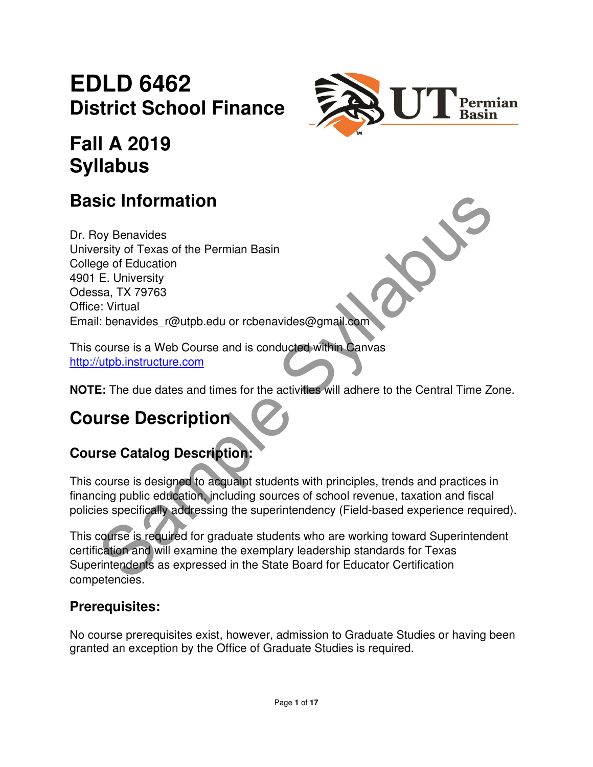# EDLD 6462
## District School Finance

## Fall A 2019
## Syllabus

## Basic Information

Dr. Roy Benavides
University of Texas of the Permian Basin
College of Education
4901 E. University
Odessa, TX 79763
Office: Virtual
Email: benavides_r@utpb.edu or rcbenavides@gmail.com

This course is a Web Course and is conducted within Canvas
http://utpb.instructure.com

**NOTE:** The due dates and times for the activities will adhere to the Central Time Zone.

## Course Description

### Course Catalog Description:

This course is designed to acquaint students with principles, trends and practices in financing public education, including sources of school revenue, taxation and fiscal policies specifically addressing the superintendency (Field-based experience required).

This course is required for graduate students who are working toward Superintendent certification and will examine the exemplary leadership standards for Texas Superintendents as expressed in the State Board for Educator Certification competencies.

### Prerequisites:

No course prerequisites exist, however, admission to Graduate Studies or having been granted an exception by the Office of Graduate Studies is required.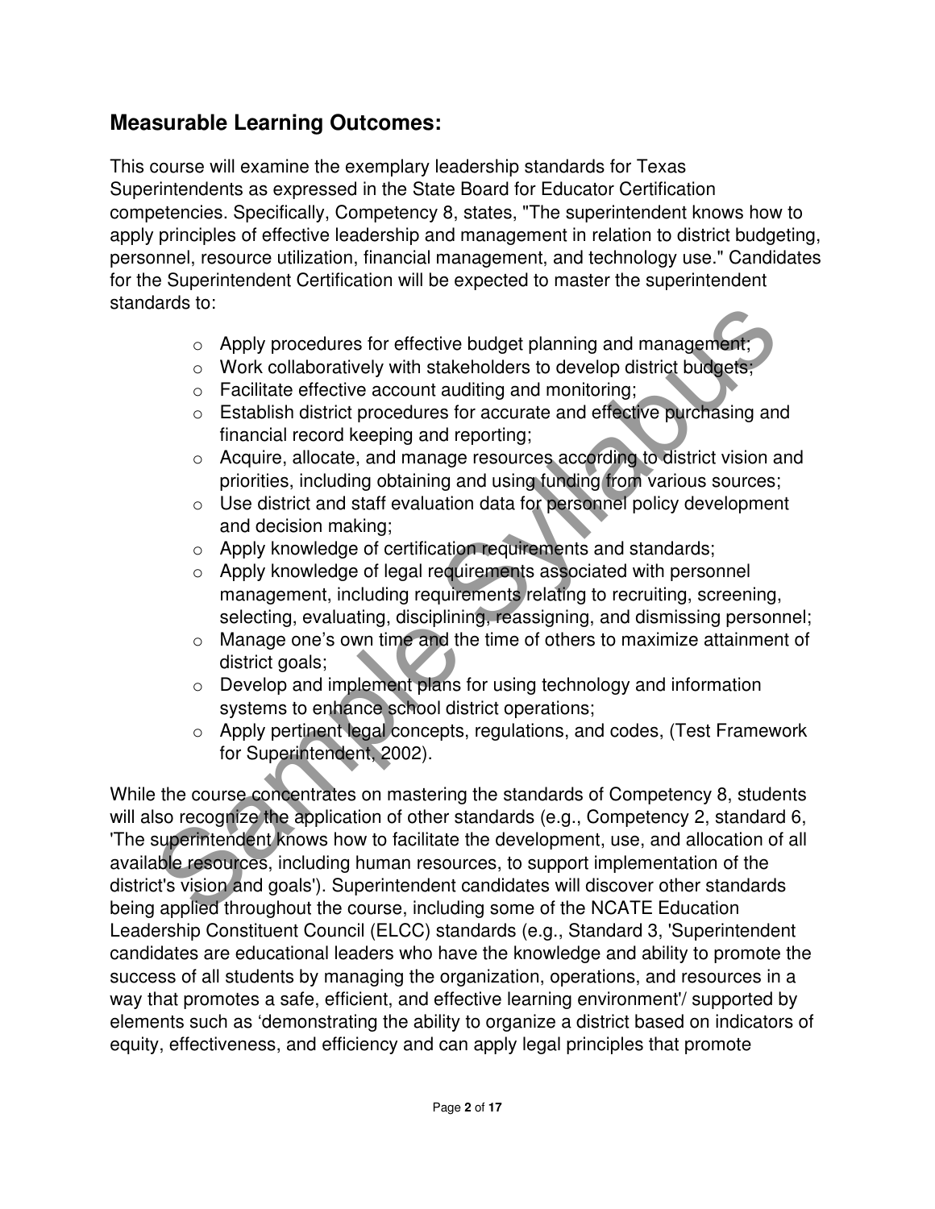## Measurable Learning Outcomes:

This course will examine the exemplary leadership standards for Texas Superintendents as expressed in the State Board for Educator Certification competencies. Specifically, Competency 8, states, "The superintendent knows how to apply principles of effective leadership and management in relation to district budgeting, personnel, resource utilization, financial management, and technology use." Candidates for the Superintendent Certification will be expected to master the superintendent standards to:

- Apply procedures for effective budget planning and management;
- Work collaboratively with stakeholders to develop district budgets;
- Facilitate effective account auditing and monitoring;
- Establish district procedures for accurate and effective purchasing and financial record keeping and reporting;
- Acquire, allocate, and manage resources according to district vision and priorities, including obtaining and using funding from various sources;
- Use district and staff evaluation data for personnel policy development and decision making;
- Apply knowledge of certification requirements and standards;
- Apply knowledge of legal requirements associated with personnel management, including requirements relating to recruiting, screening, selecting, evaluating, disciplining, reassigning, and dismissing personnel;
- Manage one's own time and the time of others to maximize attainment of district goals;
- Develop and implement plans for using technology and information systems to enhance school district operations;
- Apply pertinent legal concepts, regulations, and codes, (Test Framework for Superintendent, 2002).

While the course concentrates on mastering the standards of Competency 8, students will also recognize the application of other standards (e.g., Competency 2, standard 6, 'The superintendent knows how to facilitate the development, use, and allocation of all available resources, including human resources, to support implementation of the district's vision and goals'). Superintendent candidates will discover other standards being applied throughout the course, including some of the NCATE Education Leadership Constituent Council (ELCC) standards (e.g., Standard 3, 'Superintendent candidates are educational leaders who have the knowledge and ability to promote the success of all students by managing the organization, operations, and resources in a way that promotes a safe, efficient, and effective learning environment'/ supported by elements such as 'demonstrating the ability to organize a district based on indicators of equity, effectiveness, and efficiency and can apply legal principles that promote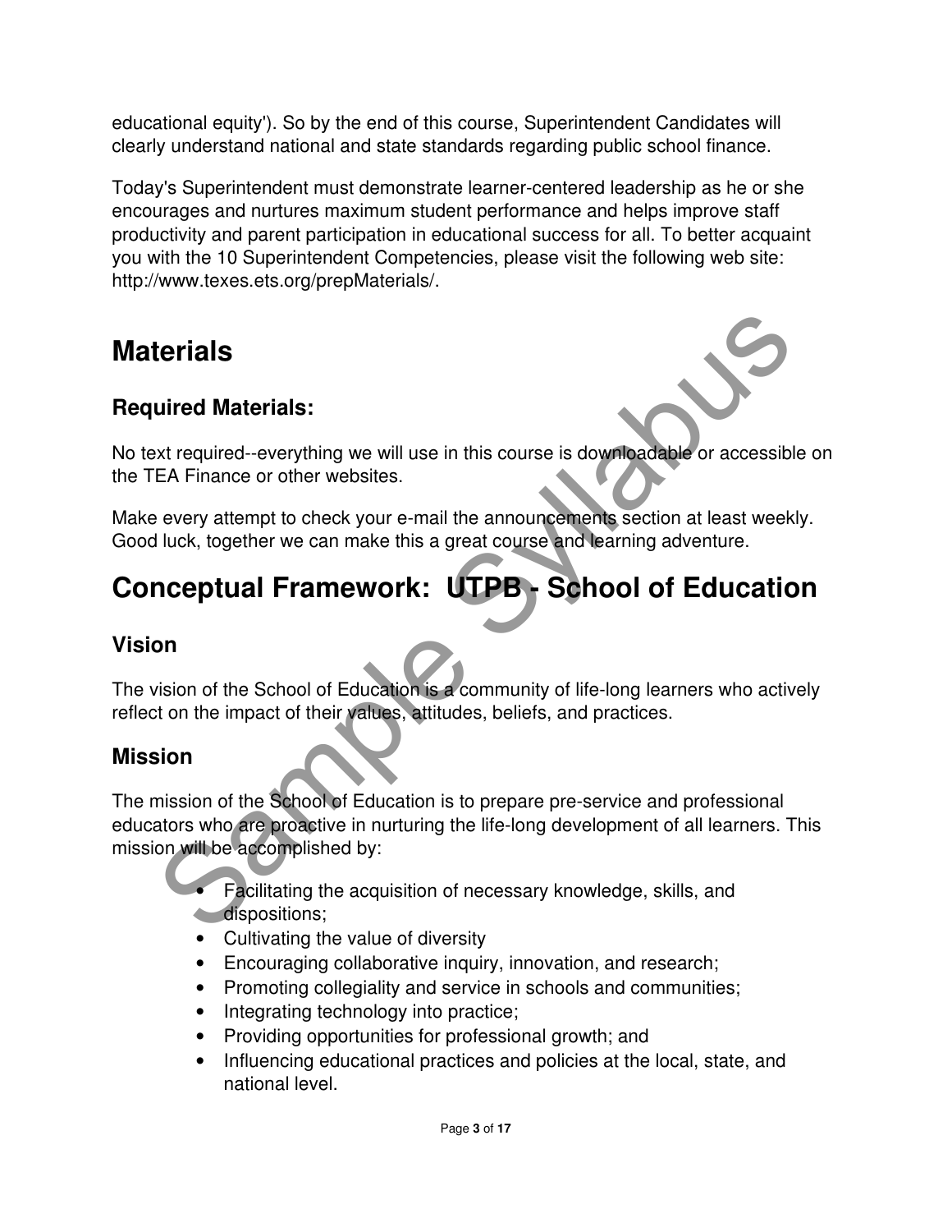educational equity'). So by the end of this course, Superintendent Candidates will clearly understand national and state standards regarding public school finance.

Today's Superintendent must demonstrate learner-centered leadership as he or she encourages and nurtures maximum student performance and helps improve staff productivity and parent participation in educational success for all. To better acquaint you with the 10 Superintendent Competencies, please visit the following web site: http://www.texes.ets.org/prepMaterials/.

# Materials

## Required Materials:

No text required--everything we will use in this course is downloadable or accessible on the TEA Finance or other websites.

Make every attempt to check your e-mail the announcements section at least weekly. Good luck, together we can make this a great course and learning adventure.

# Conceptual Framework: UTPB - School of Education

## Vision

The vision of the School of Education is a community of life-long learners who actively reflect on the impact of their values, attitudes, beliefs, and practices.

## Mission

The mission of the School of Education is to prepare pre-service and professional educators who are proactive in nurturing the life-long development of all learners. This mission will be accomplished by:

- Facilitating the acquisition of necessary knowledge, skills, and dispositions;
- Cultivating the value of diversity
- Encouraging collaborative inquiry, innovation, and research;
- Promoting collegiality and service in schools and communities;
- Integrating technology into practice;
- Providing opportunities for professional growth; and
- Influencing educational practices and policies at the local, state, and national level.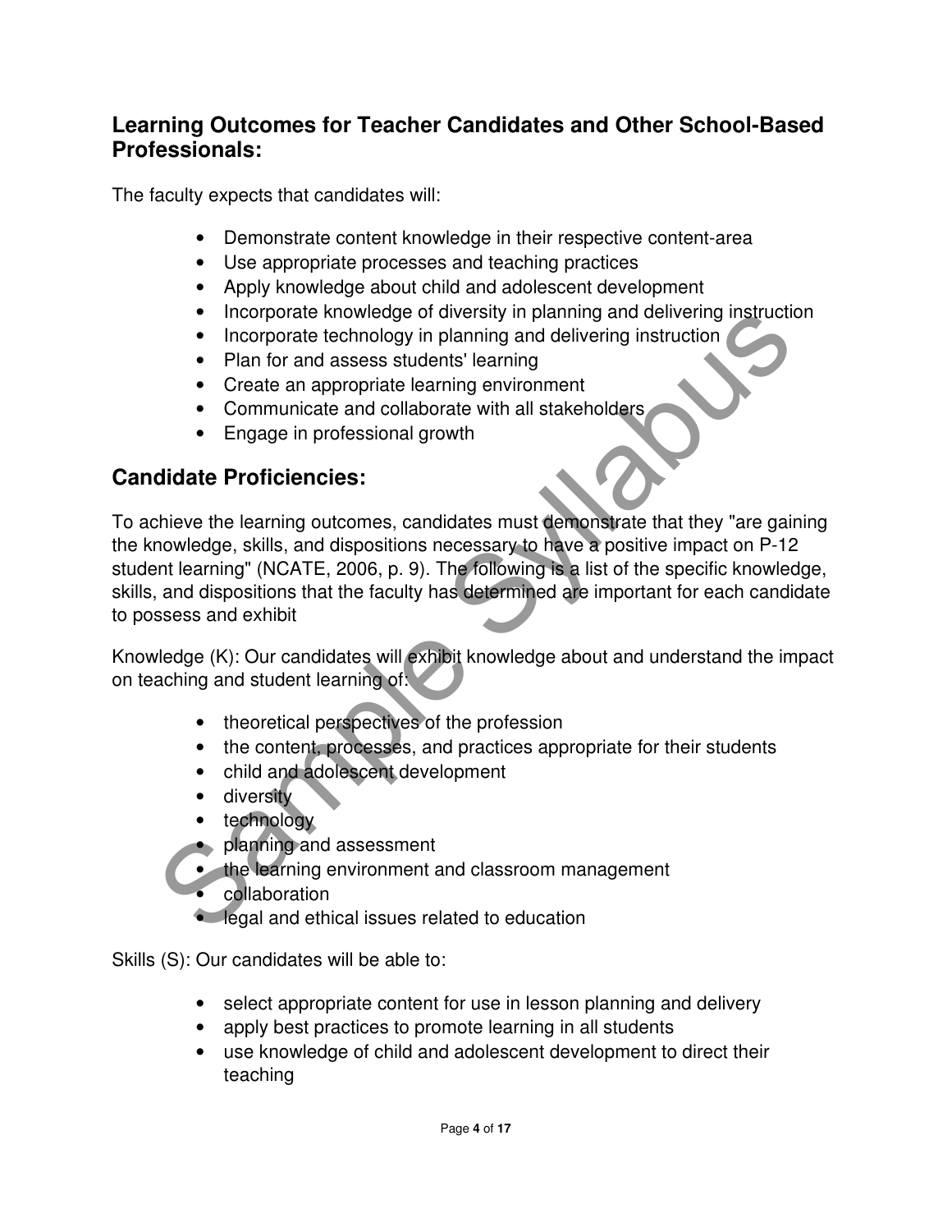## Learning Outcomes for Teacher Candidates and Other School-Based Professionals:

The faculty expects that candidates will:

- Demonstrate content knowledge in their respective content-area
- Use appropriate processes and teaching practices
- Apply knowledge about child and adolescent development
- Incorporate knowledge of diversity in planning and delivering instruction
- Incorporate technology in planning and delivering instruction
- Plan for and assess students' learning
- Create an appropriate learning environment
- Communicate and collaborate with all stakeholders
- Engage in professional growth

## Candidate Proficiencies:

To achieve the learning outcomes, candidates must demonstrate that they "are gaining the knowledge, skills, and dispositions necessary to have a positive impact on P-12 student learning" (NCATE, 2006, p. 9). The following is a list of the specific knowledge, skills, and dispositions that the faculty has determined are important for each candidate to possess and exhibit

Knowledge (K): Our candidates will exhibit knowledge about and understand the impact on teaching and student learning of:

- theoretical perspectives of the profession
- the content, processes, and practices appropriate for their students
- child and adolescent development
- diversity
- technology
- planning and assessment
- the learning environment and classroom management
- collaboration
- legal and ethical issues related to education

Skills (S): Our candidates will be able to:

- select appropriate content for use in lesson planning and delivery
- apply best practices to promote learning in all students
- use knowledge of child and adolescent development to direct their teaching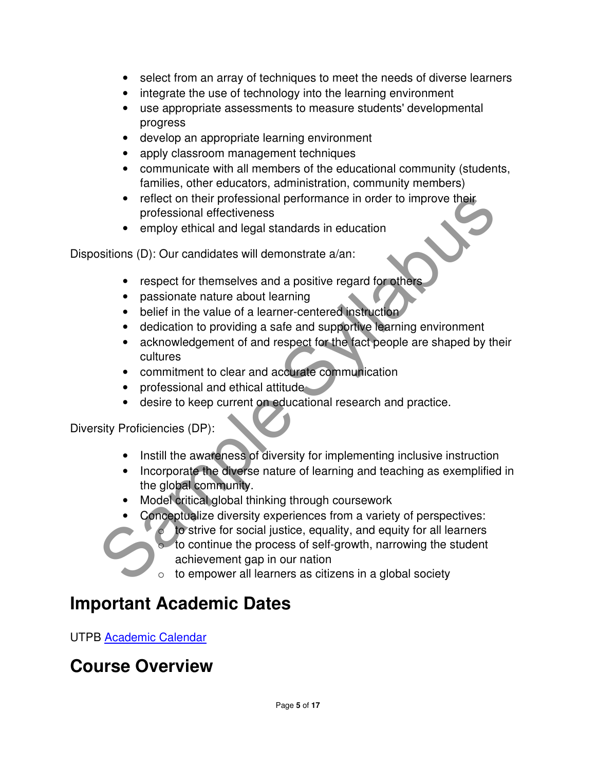- select from an array of techniques to meet the needs of diverse learners
- integrate the use of technology into the learning environment
- use appropriate assessments to measure students' developmental progress
- develop an appropriate learning environment
- apply classroom management techniques
- communicate with all members of the educational community (students, families, other educators, administration, community members)
- reflect on their professional performance in order to improve their professional effectiveness
- employ ethical and legal standards in education

Dispositions (D): Our candidates will demonstrate a/an:

- respect for themselves and a positive regard for others
- passionate nature about learning
- belief in the value of a learner-centered instruction
- dedication to providing a safe and supportive learning environment
- acknowledgement of and respect for the fact people are shaped by their cultures
- commitment to clear and accurate communication
- professional and ethical attitude
- desire to keep current on educational research and practice.

Diversity Proficiencies (DP):

- Instill the awareness of diversity for implementing inclusive instruction
- Incorporate the diverse nature of learning and teaching as exemplified in the global community.
- Model critical global thinking through coursework
- Conceptualize diversity experiences from a variety of perspectives:
    - to strive for social justice, equality, and equity for all learners
    - to continue the process of self-growth, narrowing the student achievement gap in our nation
    - to empower all learners as citizens in a global society

# Important Academic Dates

UTPB [Academic Calendar]

# Course Overview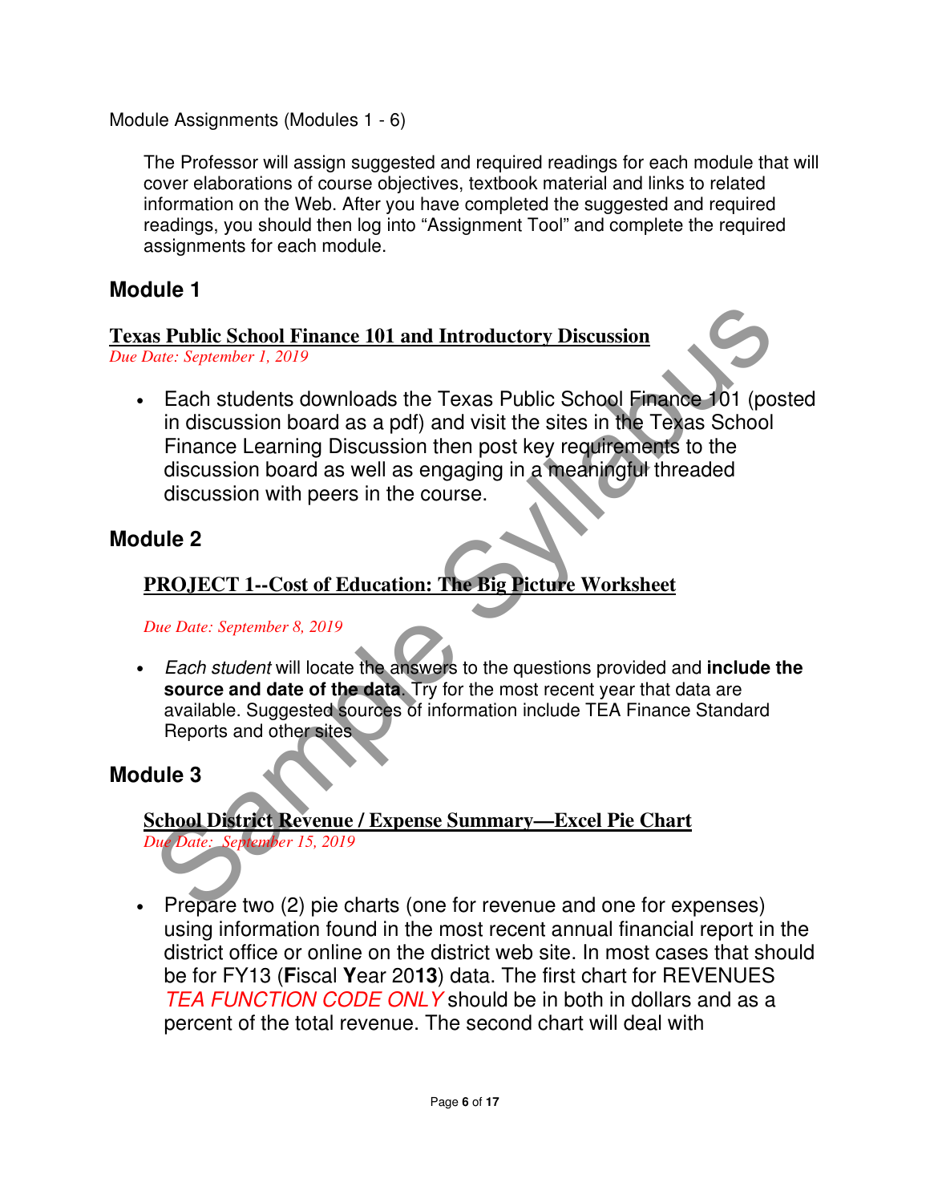Module Assignments (Modules 1 - 6)

The Professor will assign suggested and required readings for each module that will cover elaborations of course objectives, textbook material and links to related information on the Web. After you have completed the suggested and required readings, you should then log into "Assignment Tool" and complete the required assignments for each module.

## Module 1

**Texas Public School Finance 101 and Introductory Discussion**
*Due Date: September 1, 2019*

- Each students downloads the Texas Public School Finance 101 (posted in discussion board as a pdf) and visit the sites in the Texas School Finance Learning Discussion then post key requirements to the discussion board as well as engaging in a meaningful threaded discussion with peers in the course.

## Module 2

**PROJECT 1--Cost of Education: The Big Picture Worksheet**

*Due Date: September 8, 2019*

- *Each student* will locate the answers to the questions provided and **include the source and date of the data**. Try for the most recent year that data are available. Suggested sources of information include TEA Finance Standard Reports and other sites

## Module 3

**School District Revenue / Expense Summary—Excel Pie Chart**
*Due Date: September 15, 2019*

- Prepare two (2) pie charts (one for revenue and one for expenses) using information found in the most recent annual financial report in the district office or online on the district web site. In most cases that should be for FY13 (**F**iscal **Y**ear 20**13**) data. The first chart for REVENUES *TEA FUNCTION CODE ONLY* should be in both in dollars and as a percent of the total revenue. The second chart will deal with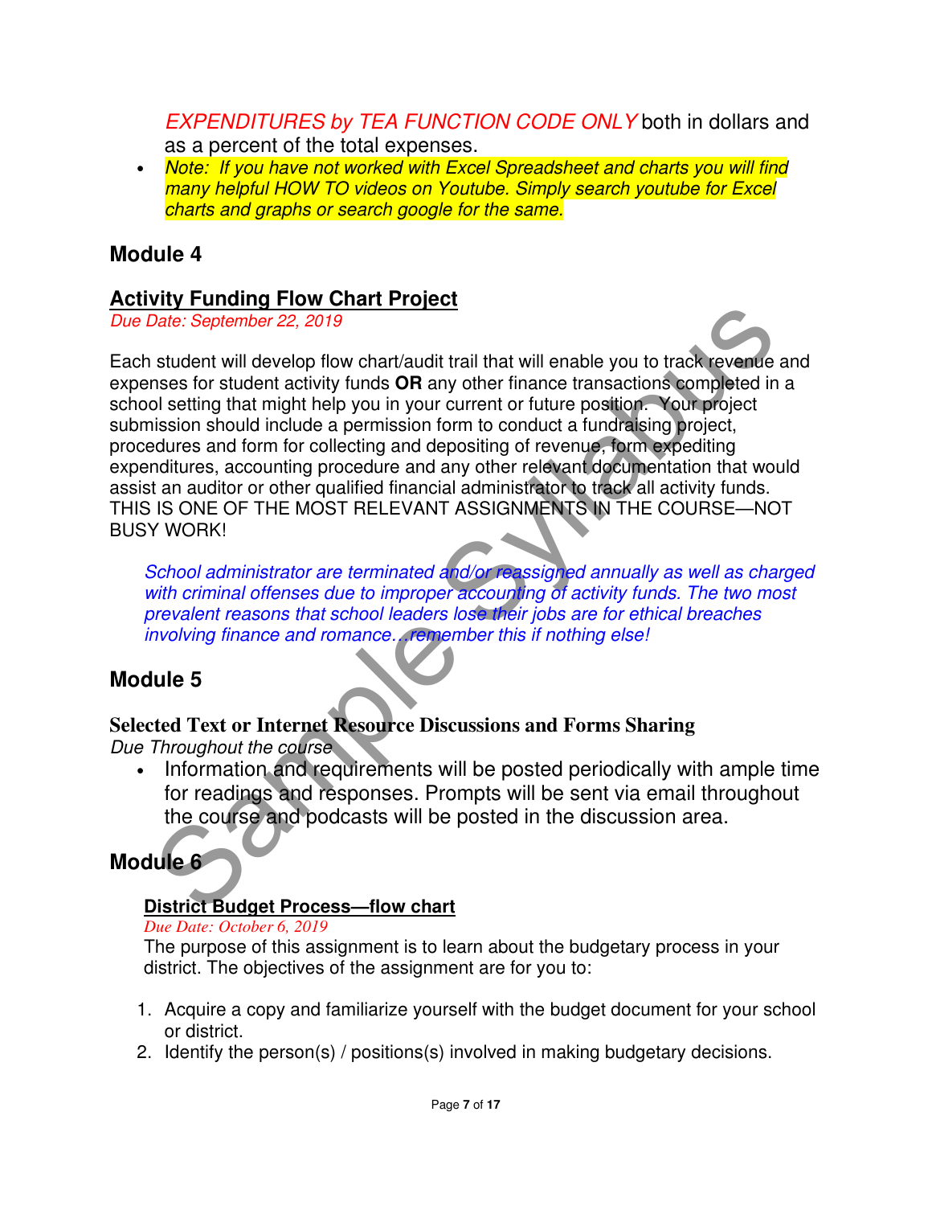*EXPENDITURES by TEA FUNCTION CODE ONLY* both in dollars and as a percent of the total expenses.

- *Note: If you have not worked with Excel Spreadsheet and charts you will find many helpful HOW TO videos on Youtube. Simply search youtube for Excel charts and graphs or search google for the same.*

## Module 4

### Activity Funding Flow Chart Project

*Due Date: September 22, 2019*

Each student will develop flow chart/audit trail that will enable you to track revenue and expenses for student activity funds **OR** any other finance transactions completed in a school setting that might help you in your current or future position. Your project submission should include a permission form to conduct a fundraising project, procedures and form for collecting and depositing of revenue, form expediting expenditures, accounting procedure and any other relevant documentation that would assist an auditor or other qualified financial administrator to track all activity funds. THIS IS ONE OF THE MOST RELEVANT ASSIGNMENTS IN THE COURSE—NOT BUSY WORK!

*School administrator are terminated and/or reassigned annually as well as charged with criminal offenses due to improper accounting of activity funds. The two most prevalent reasons that school leaders lose their jobs are for ethical breaches involving finance and romance…remember this if nothing else!*

## Module 5

### Selected Text or Internet Resource Discussions and Forms Sharing

*Due Throughout the course*

- Information and requirements will be posted periodically with ample time for readings and responses. Prompts will be sent via email throughout the course and podcasts will be posted in the discussion area.

## Module 6

### District Budget Process—flow chart

*Due Date: October 6, 2019*

The purpose of this assignment is to learn about the budgetary process in your district. The objectives of the assignment are for you to:

1. Acquire a copy and familiarize yourself with the budget document for your school or district.
2. Identify the person(s) / positions(s) involved in making budgetary decisions.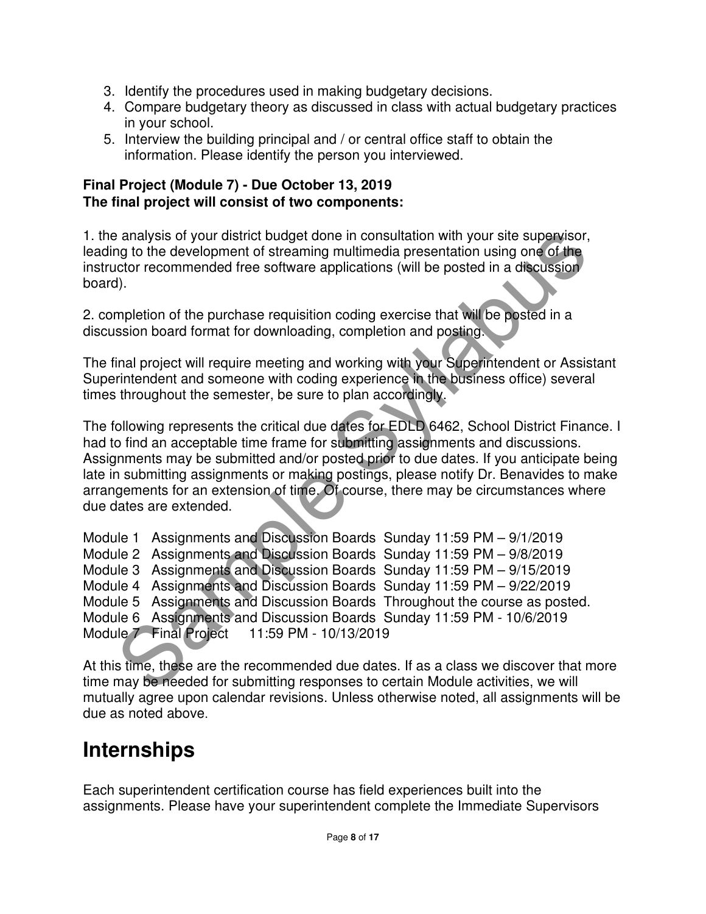3. Identify the procedures used in making budgetary decisions.
4. Compare budgetary theory as discussed in class with actual budgetary practices in your school.
5. Interview the building principal and / or central office staff to obtain the information. Please identify the person you interviewed.

**Final Project (Module 7) - Due October 13, 2019**
**The final project will consist of two components:**

1. the analysis of your district budget done in consultation with your site supervisor, leading to the development of streaming multimedia presentation using one of the instructor recommended free software applications (will be posted in a discussion board).

2. completion of the purchase requisition coding exercise that will be posted in a discussion board format for downloading, completion and posting.

The final project will require meeting and working with your Superintendent or Assistant Superintendent and someone with coding experience in the business office) several times throughout the semester, be sure to plan accordingly.

The following represents the critical due dates for EDLD 6462, School District Finance. I had to find an acceptable time frame for submitting assignments and discussions. Assignments may be submitted and/or posted prior to due dates. If you anticipate being late in submitting assignments or making postings, please notify Dr. Benavides to make arrangements for an extension of time. Of course, there may be circumstances where due dates are extended.

Module 1 Assignments and Discussion Boards Sunday 11:59 PM – 9/1/2019
Module 2 Assignments and Discussion Boards Sunday 11:59 PM – 9/8/2019
Module 3 Assignments and Discussion Boards Sunday 11:59 PM – 9/15/2019
Module 4 Assignments and Discussion Boards Sunday 11:59 PM – 9/22/2019
Module 5 Assignments and Discussion Boards Throughout the course as posted.
Module 6 Assignments and Discussion Boards Sunday 11:59 PM - 10/6/2019
Module 7 Final Project 11:59 PM - 10/13/2019

At this time, these are the recommended due dates. If as a class we discover that more time may be needed for submitting responses to certain Module activities, we will mutually agree upon calendar revisions. Unless otherwise noted, all assignments will be due as noted above.

# Internships

Each superintendent certification course has field experiences built into the assignments. Please have your superintendent complete the Immediate Supervisors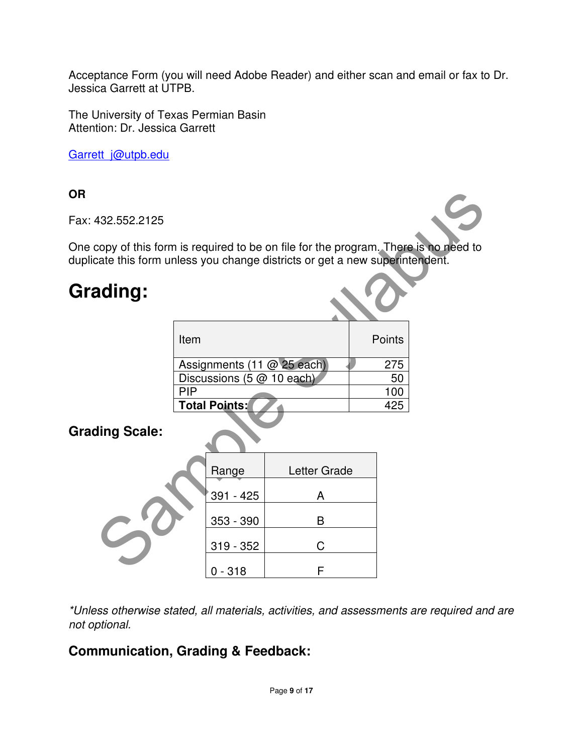Acceptance Form (you will need Adobe Reader) and either scan and email or fax to Dr. Jessica Garrett at UTPB.

The University of Texas Permian Basin
Attention: Dr. Jessica Garrett

Garrett_j@utpb.edu

**OR**

Fax: 432.552.2125

One copy of this form is required to be on file for the program. There is no need to duplicate this form unless you change districts or get a new superintendent.

# Grading:

| Item | Points |
|---|---|
| Assignments (11 @ 25 each) | 275 |
| Discussions (5 @ 10 each) | 50 |
| PIP | 100 |
| **Total Points:** | 425 |

### Grading Scale:

| Range | Letter Grade |
|---|---|
| 391 - 425 | A |
| 353 - 390 | B |
| 319 - 352 | C |
| 0 - 318 | F |

*\*Unless otherwise stated, all materials, activities, and assessments are required and are not optional.*

### Communication, Grading & Feedback: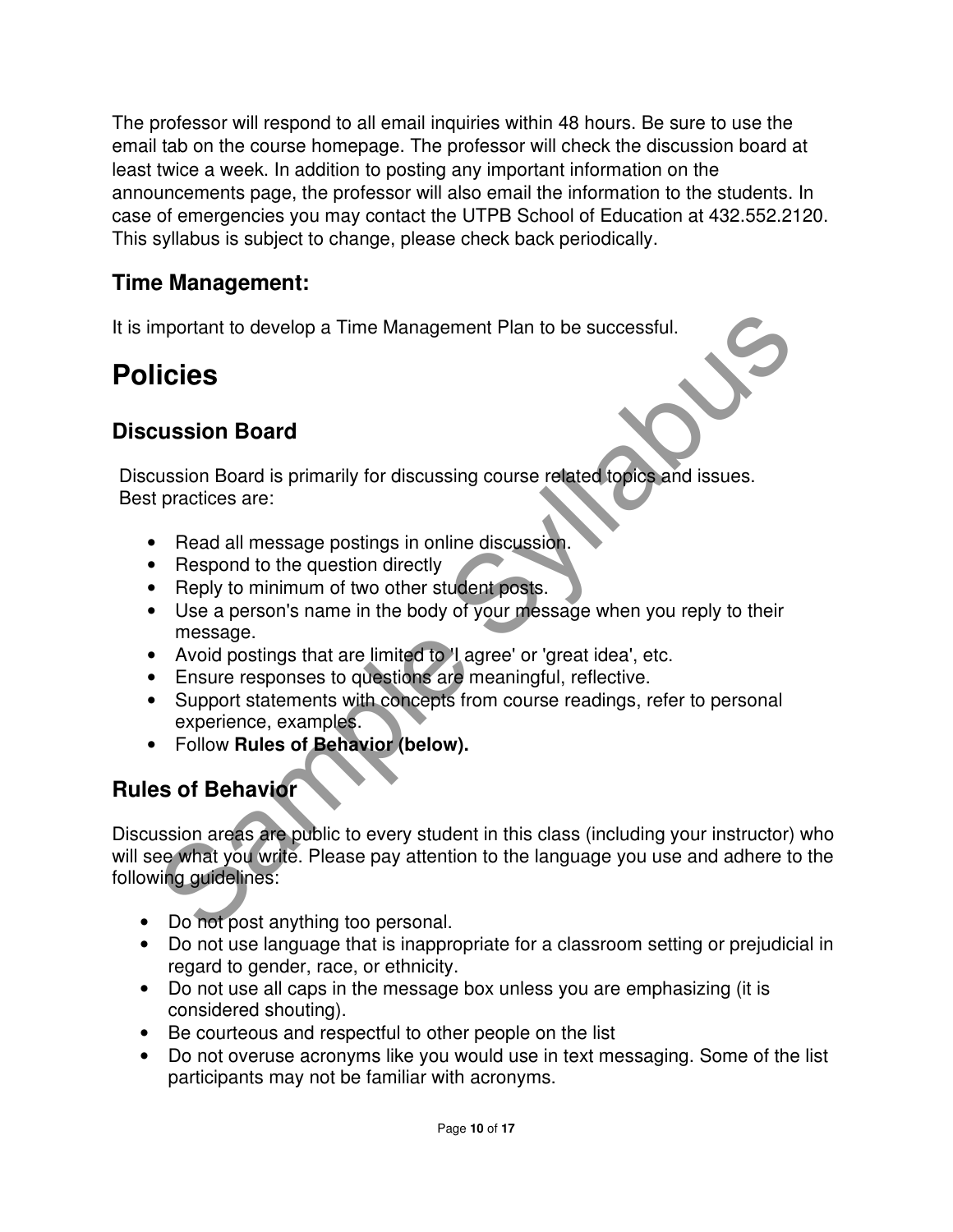The professor will respond to all email inquiries within 48 hours. Be sure to use the email tab on the course homepage. The professor will check the discussion board at least twice a week. In addition to posting any important information on the announcements page, the professor will also email the information to the students. In case of emergencies you may contact the UTPB School of Education at 432.552.2120. This syllabus is subject to change, please check back periodically.

### Time Management:

It is important to develop a Time Management Plan to be successful.

# Policies

## Discussion Board

Discussion Board is primarily for discussing course related topics and issues. Best practices are:

- Read all message postings in online discussion.
- Respond to the question directly
- Reply to minimum of two other student posts.
- Use a person's name in the body of your message when you reply to their message.
- Avoid postings that are limited to 'I agree' or 'great idea', etc.
- Ensure responses to questions are meaningful, reflective.
- Support statements with concepts from course readings, refer to personal experience, examples.
- Follow **Rules of Behavior (below).**

## Rules of Behavior

Discussion areas are public to every student in this class (including your instructor) who will see what you write. Please pay attention to the language you use and adhere to the following guidelines:

- Do not post anything too personal.
- Do not use language that is inappropriate for a classroom setting or prejudicial in regard to gender, race, or ethnicity.
- Do not use all caps in the message box unless you are emphasizing (it is considered shouting).
- Be courteous and respectful to other people on the list
- Do not overuse acronyms like you would use in text messaging. Some of the list participants may not be familiar with acronyms.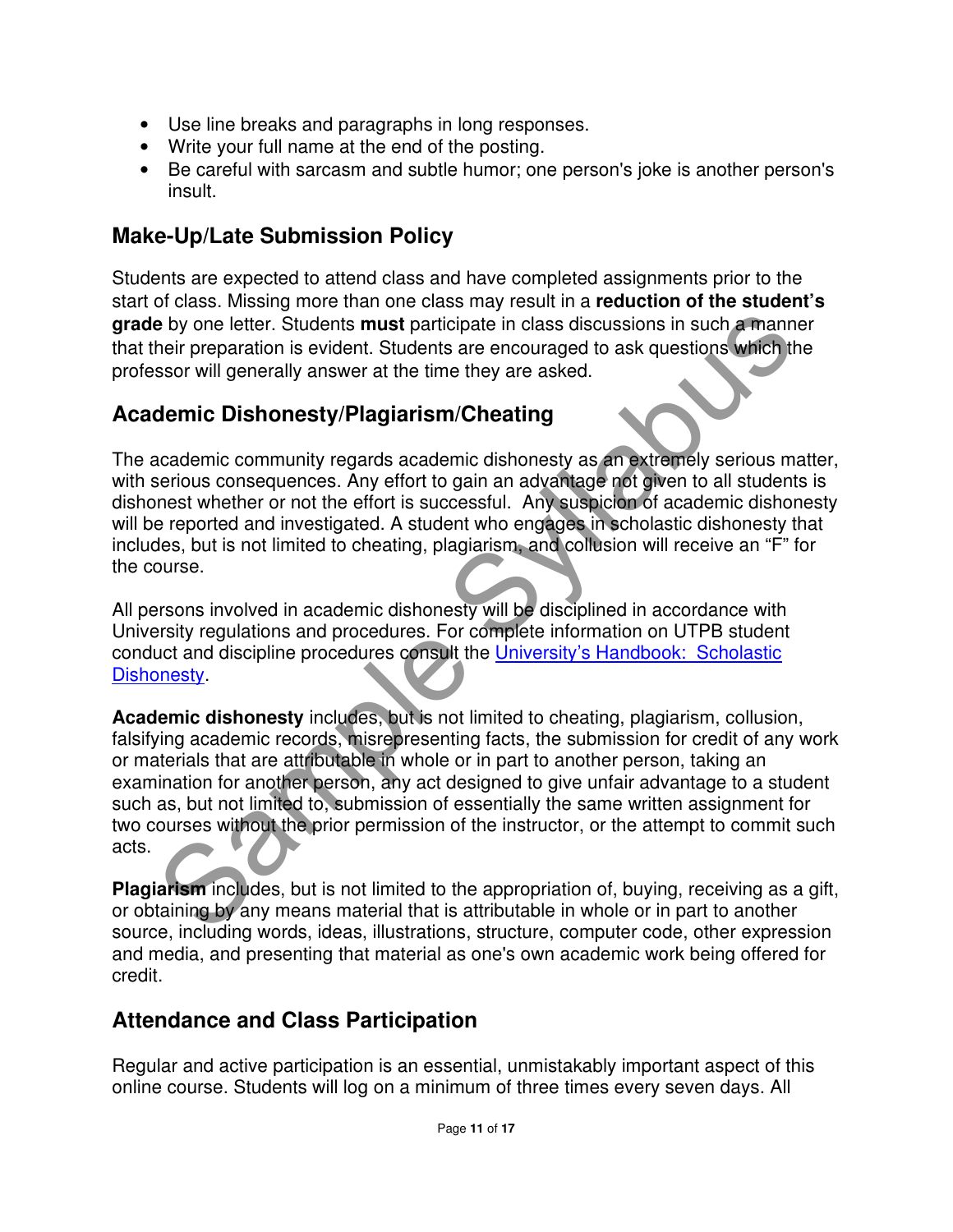- Use line breaks and paragraphs in long responses.
- Write your full name at the end of the posting.
- Be careful with sarcasm and subtle humor; one person's joke is another person's insult.

## Make-Up/Late Submission Policy

Students are expected to attend class and have completed assignments prior to the start of class. Missing more than one class may result in a **reduction of the student's grade** by one letter. Students **must** participate in class discussions in such a manner that their preparation is evident. Students are encouraged to ask questions which the professor will generally answer at the time they are asked.

## Academic Dishonesty/Plagiarism/Cheating

The academic community regards academic dishonesty as an extremely serious matter, with serious consequences. Any effort to gain an advantage not given to all students is dishonest whether or not the effort is successful. Any suspicion of academic dishonesty will be reported and investigated. A student who engages in scholastic dishonesty that includes, but is not limited to cheating, plagiarism, and collusion will receive an "F" for the course.

All persons involved in academic dishonesty will be disciplined in accordance with University regulations and procedures. For complete information on UTPB student conduct and discipline procedures consult the University's Handbook: Scholastic Dishonesty.

**Academic dishonesty** includes, but is not limited to cheating, plagiarism, collusion, falsifying academic records, misrepresenting facts, the submission for credit of any work or materials that are attributable in whole or in part to another person, taking an examination for another person, any act designed to give unfair advantage to a student such as, but not limited to, submission of essentially the same written assignment for two courses without the prior permission of the instructor, or the attempt to commit such acts.

**Plagiarism** includes, but is not limited to the appropriation of, buying, receiving as a gift, or obtaining by any means material that is attributable in whole or in part to another source, including words, ideas, illustrations, structure, computer code, other expression and media, and presenting that material as one's own academic work being offered for credit.

## Attendance and Class Participation

Regular and active participation is an essential, unmistakably important aspect of this online course. Students will log on a minimum of three times every seven days. All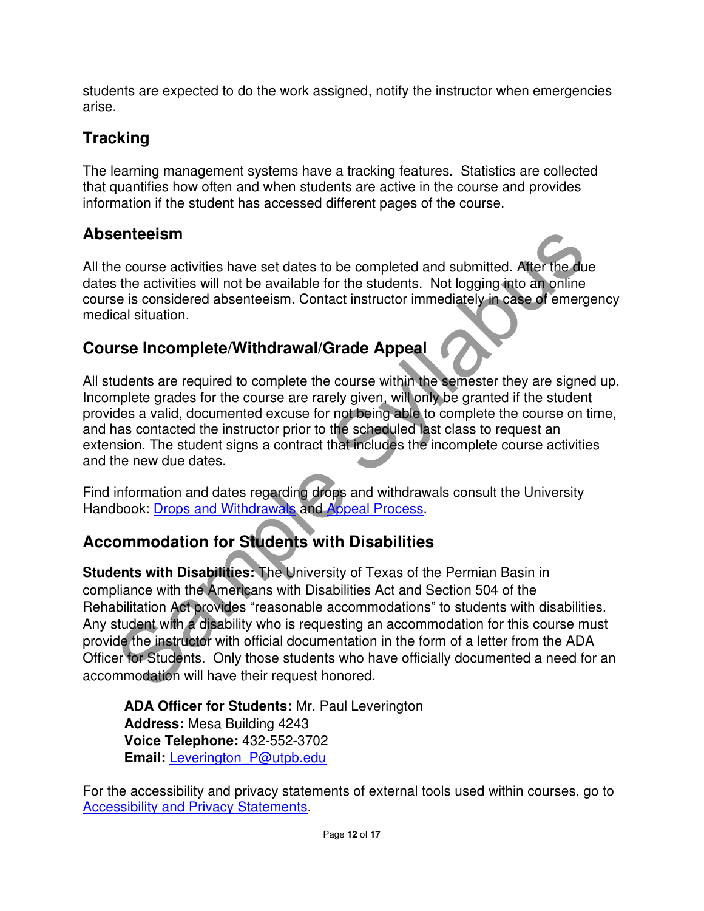students are expected to do the work assigned, notify the instructor when emergencies arise.

## Tracking

The learning management systems have a tracking features. Statistics are collected that quantifies how often and when students are active in the course and provides information if the student has accessed different pages of the course.

## Absenteeism

All the course activities have set dates to be completed and submitted. After the due dates the activities will not be available for the students. Not logging into an online course is considered absenteeism. Contact instructor immediately in case of emergency medical situation.

## Course Incomplete/Withdrawal/Grade Appeal

All students are required to complete the course within the semester they are signed up. Incomplete grades for the course are rarely given, will only be granted if the student provides a valid, documented excuse for not being able to complete the course on time, and has contacted the instructor prior to the scheduled last class to request an extension. The student signs a contract that includes the incomplete course activities and the new due dates.

Find information and dates regarding drops and withdrawals consult the University Handbook: Drops and Withdrawals and Appeal Process.

## Accommodation for Students with Disabilities

**Students with Disabilities:** The University of Texas of the Permian Basin in compliance with the Americans with Disabilities Act and Section 504 of the Rehabilitation Act provides "reasonable accommodations" to students with disabilities. Any student with a disability who is requesting an accommodation for this course must provide the instructor with official documentation in the form of a letter from the ADA Officer for Students. Only those students who have officially documented a need for an accommodation will have their request honored.

**ADA Officer for Students:** Mr. Paul Leverington
**Address:** Mesa Building 4243
**Voice Telephone:** 432-552-3702
**Email:** Leverington_P@utpb.edu

For the accessibility and privacy statements of external tools used within courses, go to Accessibility and Privacy Statements.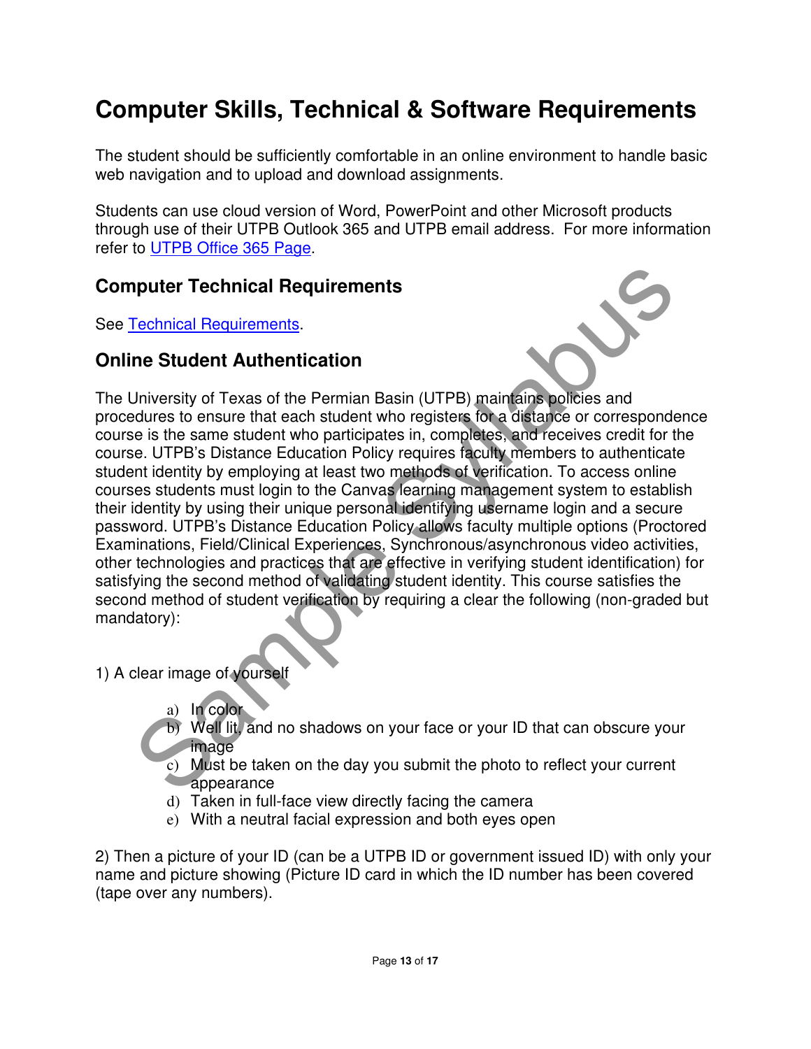# Computer Skills, Technical & Software Requirements

The student should be sufficiently comfortable in an online environment to handle basic web navigation and to upload and download assignments.

Students can use cloud version of Word, PowerPoint and other Microsoft products through use of their UTPB Outlook 365 and UTPB email address. For more information refer to [UTPB Office 365 Page](#).

## Computer Technical Requirements

See [Technical Requirements](#).

## Online Student Authentication

The University of Texas of the Permian Basin (UTPB) maintains policies and procedures to ensure that each student who registers for a distance or correspondence course is the same student who participates in, completes, and receives credit for the course. UTPB's Distance Education Policy requires faculty members to authenticate student identity by employing at least two methods of verification. To access online courses students must login to the Canvas learning management system to establish their identity by using their unique personal identifying username login and a secure password. UTPB's Distance Education Policy allows faculty multiple options (Proctored Examinations, Field/Clinical Experiences, Synchronous/asynchronous video activities, other technologies and practices that are effective in verifying student identification) for satisfying the second method of validating student identity. This course satisfies the second method of student verification by requiring a clear the following (non-graded but mandatory):

1) A clear image of yourself

   a) In color
   b) Well lit, and no shadows on your face or your ID that can obscure your image
   c) Must be taken on the day you submit the photo to reflect your current appearance
   d) Taken in full-face view directly facing the camera
   e) With a neutral facial expression and both eyes open

2) Then a picture of your ID (can be a UTPB ID or government issued ID) with only your name and picture showing (Picture ID card in which the ID number has been covered (tape over any numbers).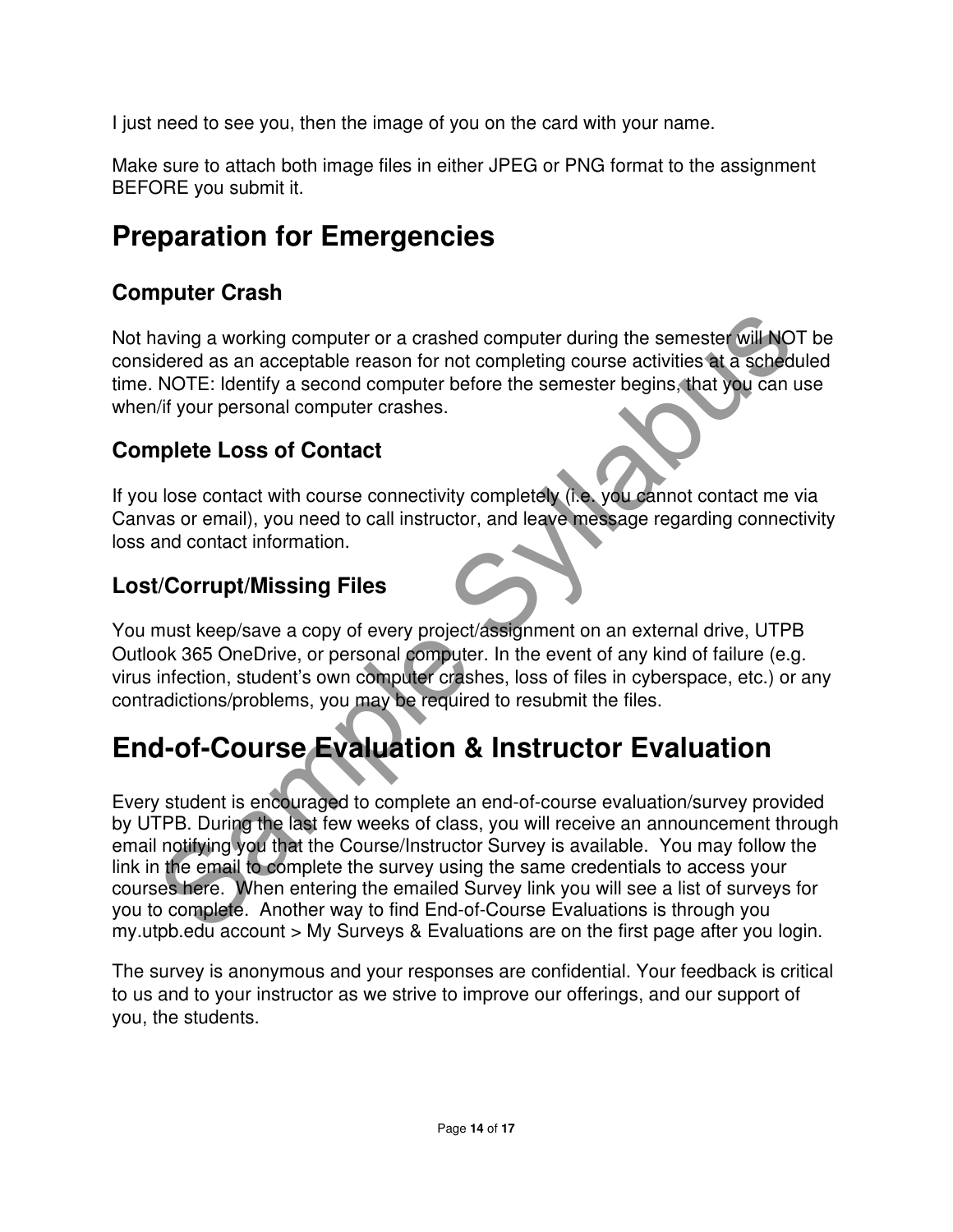I just need to see you, then the image of you on the card with your name.

Make sure to attach both image files in either JPEG or PNG format to the assignment BEFORE you submit it.

# Preparation for Emergencies

## Computer Crash

Not having a working computer or a crashed computer during the semester will NOT be considered as an acceptable reason for not completing course activities at a scheduled time. NOTE: Identify a second computer before the semester begins, that you can use when/if your personal computer crashes.

## Complete Loss of Contact

If you lose contact with course connectivity completely (i.e. you cannot contact me via Canvas or email), you need to call instructor, and leave message regarding connectivity loss and contact information.

## Lost/Corrupt/Missing Files

You must keep/save a copy of every project/assignment on an external drive, UTPB Outlook 365 OneDrive, or personal computer. In the event of any kind of failure (e.g. virus infection, student's own computer crashes, loss of files in cyberspace, etc.) or any contradictions/problems, you may be required to resubmit the files.

# End-of-Course Evaluation & Instructor Evaluation

Every student is encouraged to complete an end-of-course evaluation/survey provided by UTPB. During the last few weeks of class, you will receive an announcement through email notifying you that the Course/Instructor Survey is available. You may follow the link in the email to complete the survey using the same credentials to access your courses here. When entering the emailed Survey link you will see a list of surveys for you to complete. Another way to find End-of-Course Evaluations is through you my.utpb.edu account > My Surveys & Evaluations are on the first page after you login.

The survey is anonymous and your responses are confidential. Your feedback is critical to us and to your instructor as we strive to improve our offerings, and our support of you, the students.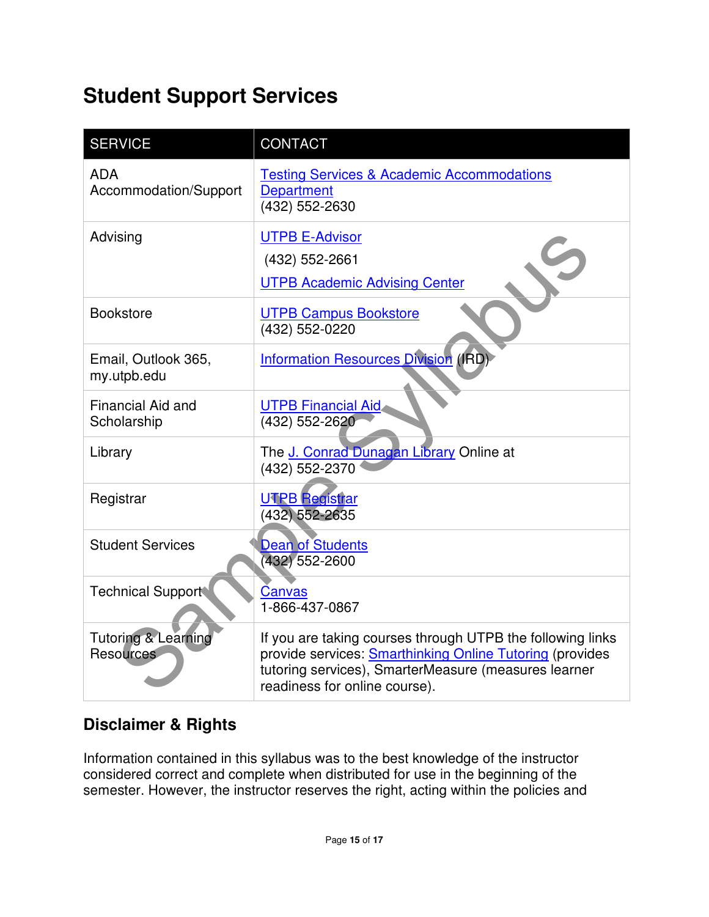## Student Support Services

| SERVICE | CONTACT |
| --- | --- |
| ADA Accommodation/Support | Testing Services & Academic Accommodations Department<br>(432) 552-2630 |
| Advising | UTPB E-Advisor<br>(432) 552-2661<br>UTPB Academic Advising Center |
| Bookstore | UTPB Campus Bookstore<br>(432) 552-0220 |
| Email, Outlook 365, my.utpb.edu | Information Resources Division (IRD) |
| Financial Aid and Scholarship | UTPB Financial Aid<br>(432) 552-2620 |
| Library | The J. Conrad Dunagan Library Online at<br>(432) 552-2370 |
| Registrar | UTPB Registrar<br>(432) 552-2635 |
| Student Services | Dean of Students<br>(432) 552-2600 |
| Technical Support | Canvas<br>1-866-437-0867 |
| Tutoring & Learning Resources | If you are taking courses through UTPB the following links provide services: Smarthinking Online Tutoring (provides tutoring services), SmarterMeasure (measures learner readiness for online course). |

### Disclaimer & Rights

Information contained in this syllabus was to the best knowledge of the instructor considered correct and complete when distributed for use in the beginning of the semester. However, the instructor reserves the right, acting within the policies and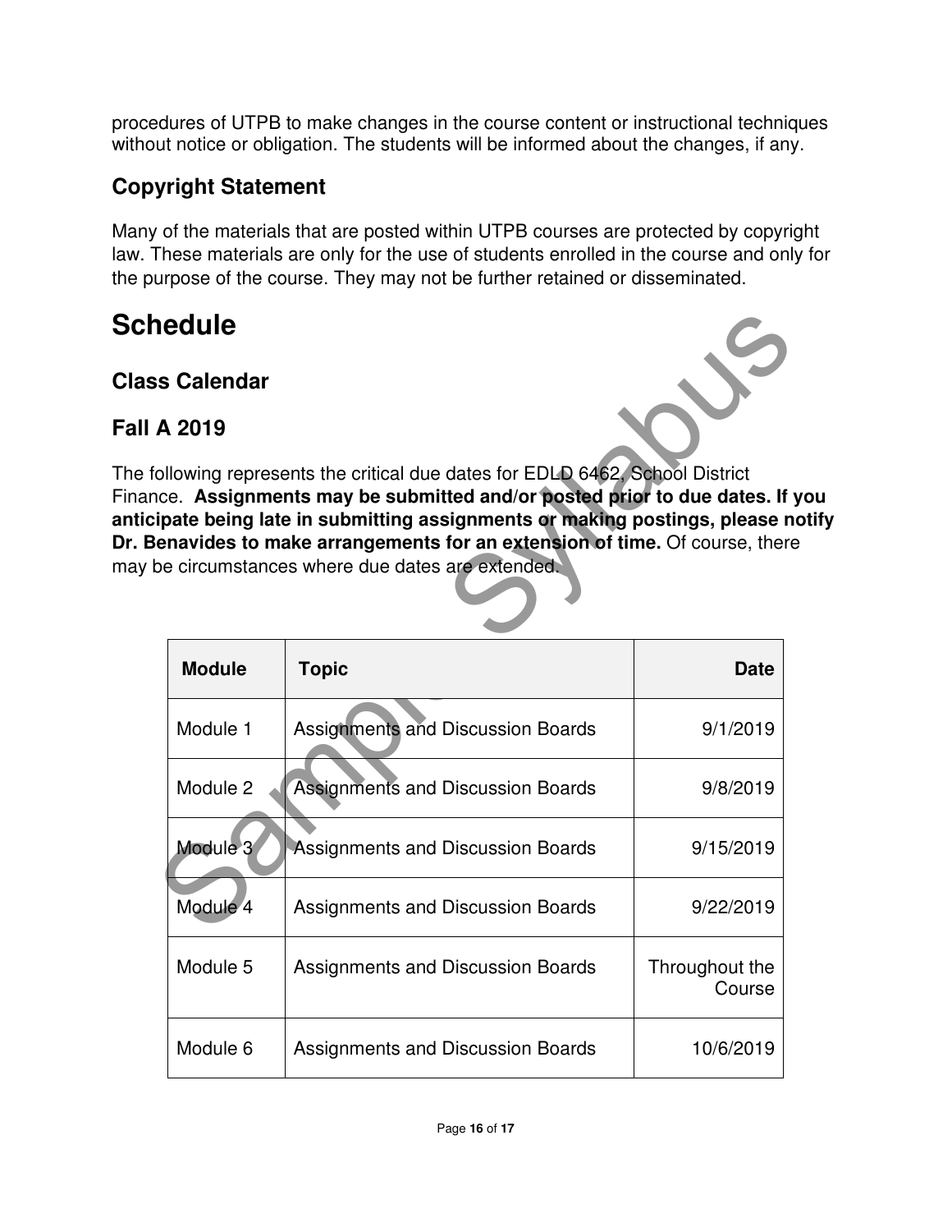procedures of UTPB to make changes in the course content or instructional techniques without notice or obligation. The students will be informed about the changes, if any.

### Copyright Statement

Many of the materials that are posted within UTPB courses are protected by copyright law. These materials are only for the use of students enrolled in the course and only for the purpose of the course. They may not be further retained or disseminated.

# Schedule

### Class Calendar

### Fall A 2019

The following represents the critical due dates for EDLD 6462, School District Finance. **Assignments may be submitted and/or posted prior to due dates. If you anticipate being late in submitting assignments or making postings, please notify Dr. Benavides to make arrangements for an extension of time.** Of course, there may be circumstances where due dates are extended.

| Module | Topic | Date |
|---|---|---|
| Module 1 | Assignments and Discussion Boards | 9/1/2019 |
| Module 2 | Assignments and Discussion Boards | 9/8/2019 |
| Module 3 | Assignments and Discussion Boards | 9/15/2019 |
| Module 4 | Assignments and Discussion Boards | 9/22/2019 |
| Module 5 | Assignments and Discussion Boards | Throughout the Course |
| Module 6 | Assignments and Discussion Boards | 10/6/2019 |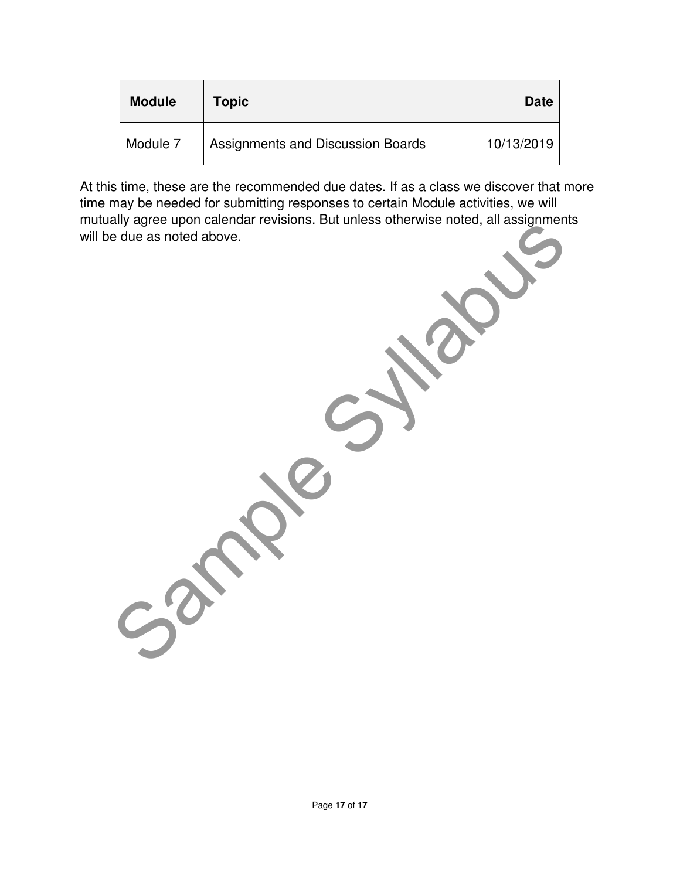| Module | Topic | Date |
|---|---|---:|
| Module 7 | Assignments and Discussion Boards | 10/13/2019 |

At this time, these are the recommended due dates. If as a class we discover that more time may be needed for submitting responses to certain Module activities, we will mutually agree upon calendar revisions. But unless otherwise noted, all assignments will be due as noted above.